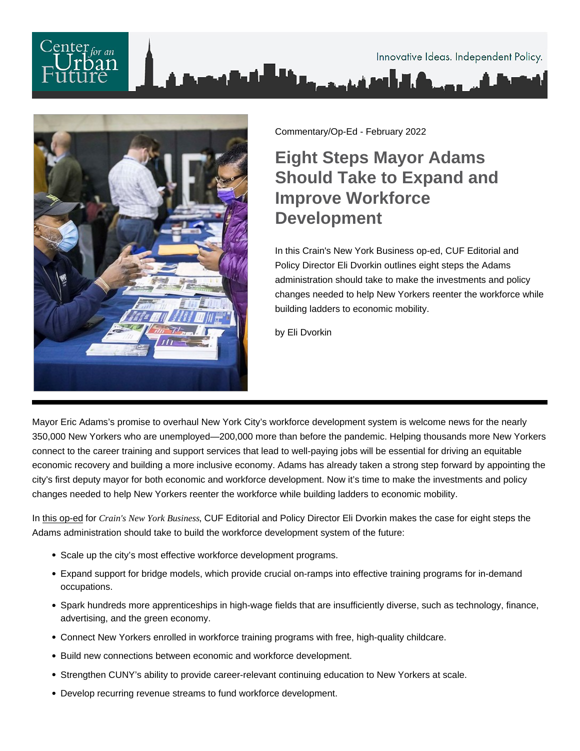Commentary/Op-Ed - February 2022

# Eight Steps Mayor Adams Should Take to Expand and Improve Workforce Development

In this Crain's New York Business op-ed, CUF Editorial and Policy Director Eli Dvorkin outlines eight steps the Adams administration should take to make the investments and policy changes needed to help New Yorkers reenter the workforce while building ladders to economic mobility.

by Eli Dvorkin

---

Mayor Eric Adams's promise to overhaul New York City's workforce development system is welcome news for the nearly 350,000 New Yorkers who are unemployed—200,000 more than before the pandemic. Helping thousands more New Yorkers connect to the career training and support services that lead to well-paying jobs will be essential for driving an equitable economic recovery and building a more inclusive economy. Adams has already taken a strong step forward by appointing the city's first deputy mayor for both economic and workforce development. Now it's time to make the investments and policy changes needed to help New Yorkers reenter the workforce while building ladders to economic mobility.

In this op-ed for *Crain's New York Business*, CUF Editorial and Policy Director Eli Dvorkin makes the case for eight steps the Adams administration should take to build the workforce development system of the future:

- Scale up the city's most effective workforce development programs.
- Expand support for bridge models, which provide crucial on-ramps into effective training programs for in-demand occupations.
- Spark hundreds more apprenticeships in high-wage fields that are insufficiently diverse, such as technology, finance, advertising, and the green economy.
- Connect New Yorkers enrolled in workforce training programs with free, high-quality childcare.
- Build new connections between economic and workforce development.
- Strengthen CUNY's ability to provide career-relevant continuing education to New Yorkers at scale.
- Develop recurring revenue streams to fund workforce development.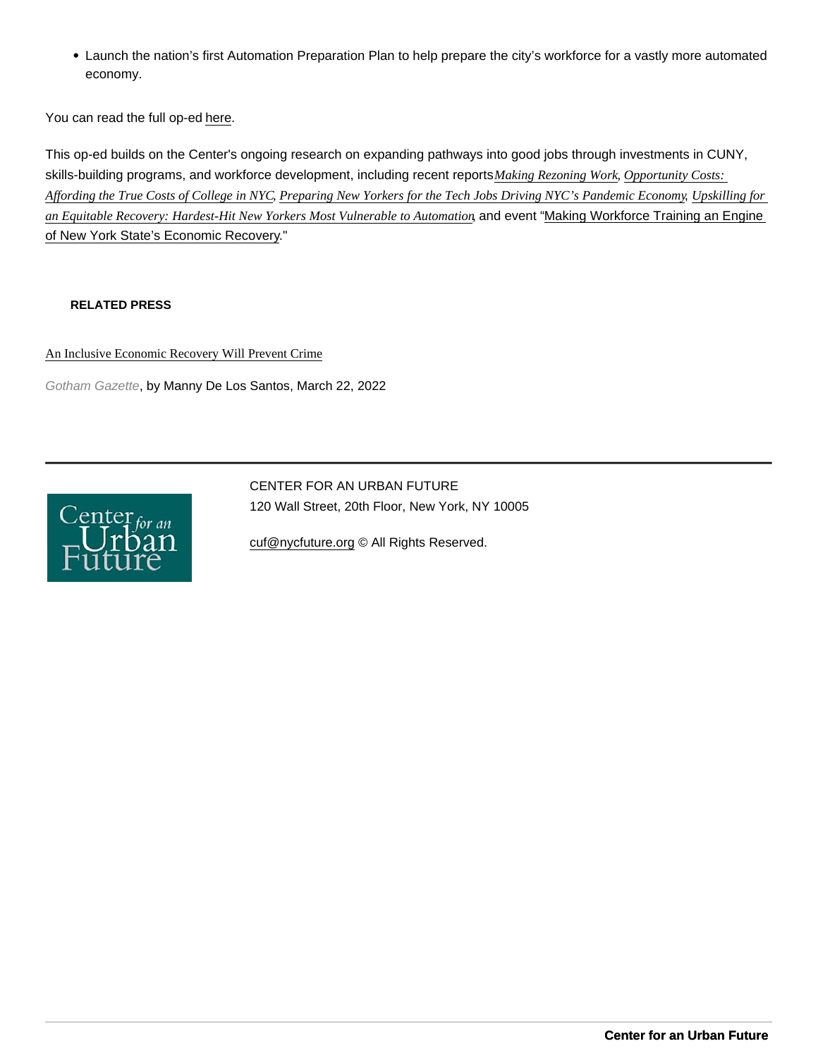- Launch the nation's first Automation Preparation Plan to help prepare the city's workforce for a vastly more automated economy.

You can read the full op-ed here.

This op-ed builds on the Center's ongoing research on expanding pathways into good jobs through investments in CUNY, skills-building programs, and workforce development, including recent reports *Making Rezoning Work*, *Opportunity Costs: Affording the True Costs of College in NYC*, *Preparing New Yorkers for the Tech Jobs Driving NYC's Pandemic Economy*, *Upskilling for an Equitable Recovery: Hardest-Hit New Yorkers Most Vulnerable to Automation*, and event "Making Workforce Training an Engine of New York State's Economic Recovery."

**RELATED PRESS**

An Inclusive Economic Recovery Will Prevent Crime

Gotham Gazette, by Manny De Los Santos, March 22, 2022

---

CENTER FOR AN URBAN FUTURE
120 Wall Street, 20th Floor, New York, NY 10005

cuf@nycfuture.org © All Rights Reserved.